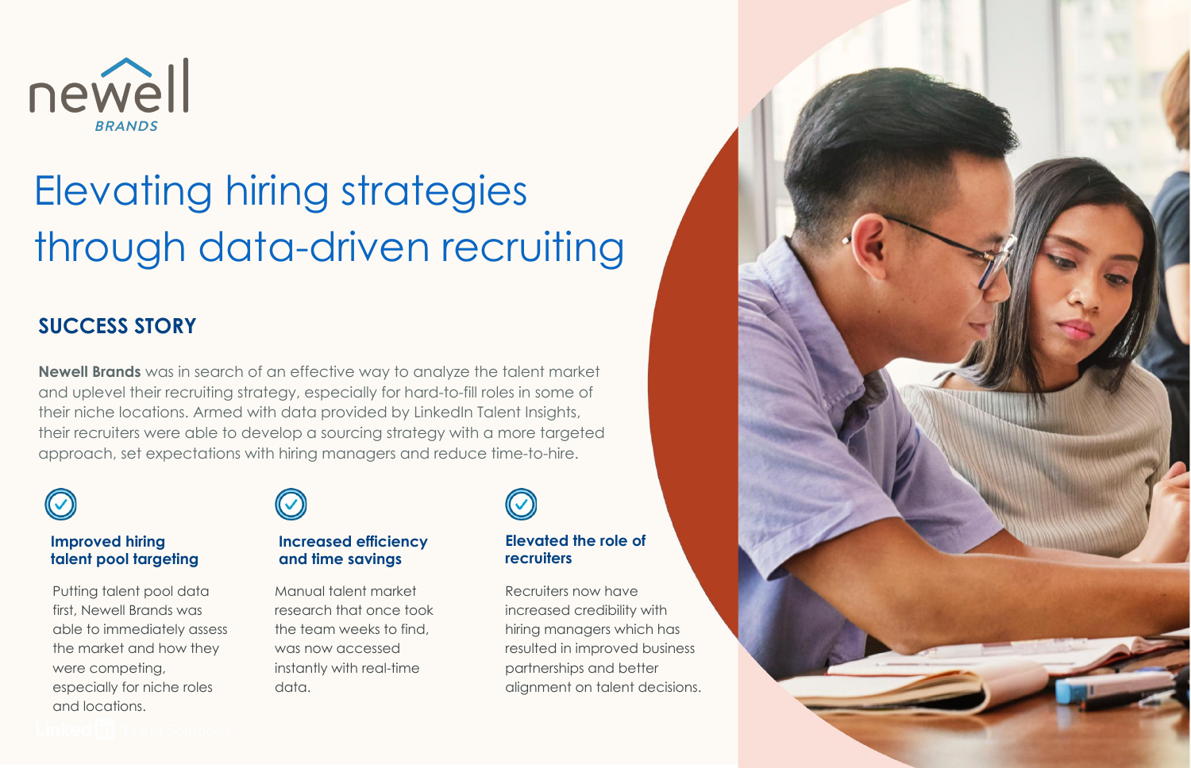newell BRANDS

# Elevating hiring strategies through data-driven recruiting

## SUCCESS STORY

**Newell Brands** was in search of an effective way to analyze the talent market and uplevel their recruiting strategy, especially for hard-to-fill roles in some of their niche locations. Armed with data provided by LinkedIn Talent Insights, their recruiters were able to develop a sourcing strategy with a more targeted approach, set expectations with hiring managers and reduce time-to-hire.

### Improved hiring talent pool targeting

Putting talent pool data first, Newell Brands was able to immediately assess the market and how they were competing, especially for niche roles and locations.

### Increased efficiency and time savings

Manual talent market research that once took the team weeks to find, was now accessed instantly with real-time data.

### Elevated the role of recruiters

Recruiters now have increased credibility with hiring managers which has resulted in improved business partnerships and better alignment on talent decisions.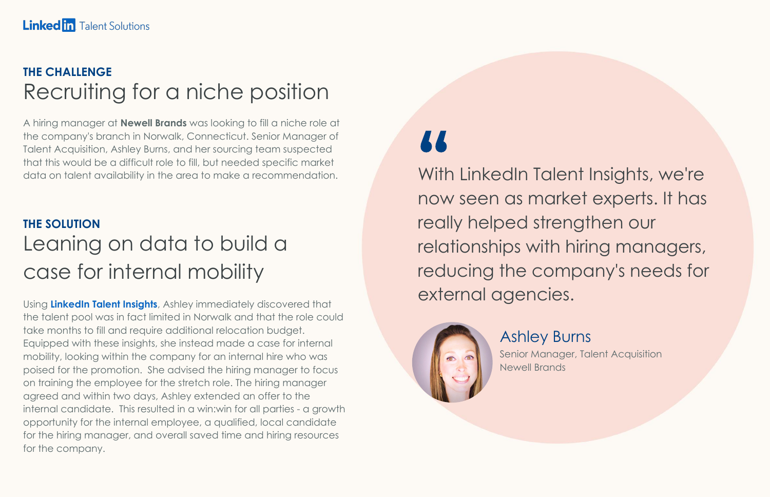LinkedIn Talent Solutions

### THE CHALLENGE

## Recruiting for a niche position

A hiring manager at **Newell Brands** was looking to fill a niche role at the company's branch in Norwalk, Connecticut. Senior Manager of Talent Acquisition, Ashley Burns, and her sourcing team suspected that this would be a difficult role to fill, but needed specific market data on talent availability in the area to make a recommendation.

### THE SOLUTION

## Leaning on data to build a case for internal mobility

Using **LinkedIn Talent Insights**, Ashley immediately discovered that the talent pool was in fact limited in Norwalk and that the role could take months to fill and require additional relocation budget. Equipped with these insights, she instead made a case for internal mobility, looking within the company for an internal hire who was poised for the promotion. She advised the hiring manager to focus on training the employee for the stretch role. The hiring manager agreed and within two days, Ashley extended an offer to the internal candidate. This resulted in a win:win for all parties - a growth opportunity for the internal employee, a qualified, local candidate for the hiring manager, and overall saved time and hiring resources for the company.

> "With LinkedIn Talent Insights, we're now seen as market experts. It has really helped strengthen our relationships with hiring managers, reducing the company's needs for external agencies.

Ashley Burns
Senior Manager, Talent Acquisition
Newell Brands